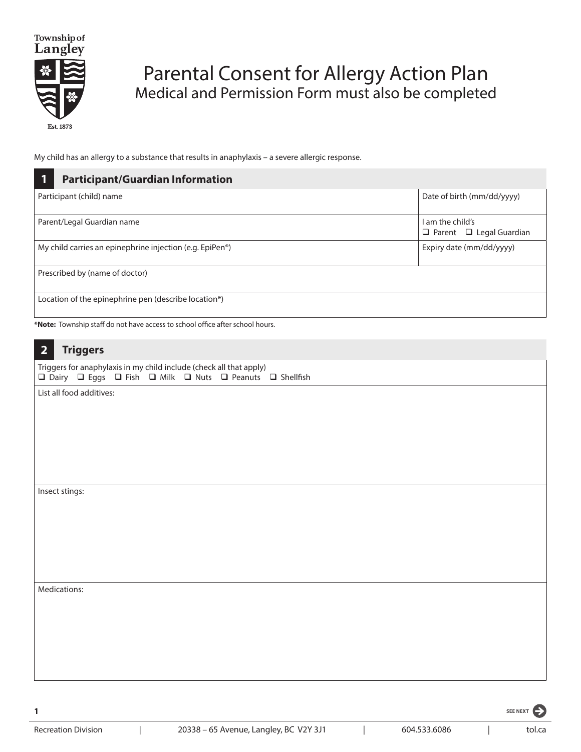Township of Langley

Est. 1873

# Parental Consent for Allergy Action Plan

## Medical and Permission Form must also be completed

My child has an allergy to a substance that results in anaphylaxis – a severe allergic response.

## 1 Participant/Guardian Information

| | |
|---|---|
| Participant (child) name | Date of birth (mm/dd/yyyy) |
| Parent/Legal Guardian name | I am the child's<br>❑ Parent ❑ Legal Guardian |
| My child carries an epinephrine injection (e.g. EpiPen®) | Expiry date (mm/dd/yyyy) |
| Prescribed by (name of doctor) | |
| Location of the epinephrine pen (describe location*) | |

***Note:** Township staff do not have access to school office after school hours.

## 2 Triggers

Triggers for anaphylaxis in my child include (check all that apply)
❑ Dairy ❑ Eggs ❑ Fish ❑ Milk ❑ Nuts ❑ Peanuts ❑ Shellfish

List all food additives:

Insect stings:

Medications:

SEE NEXT

Recreation Division | 20338 – 65 Avenue, Langley, BC V2Y 3J1 | 604.533.6086 | tol.ca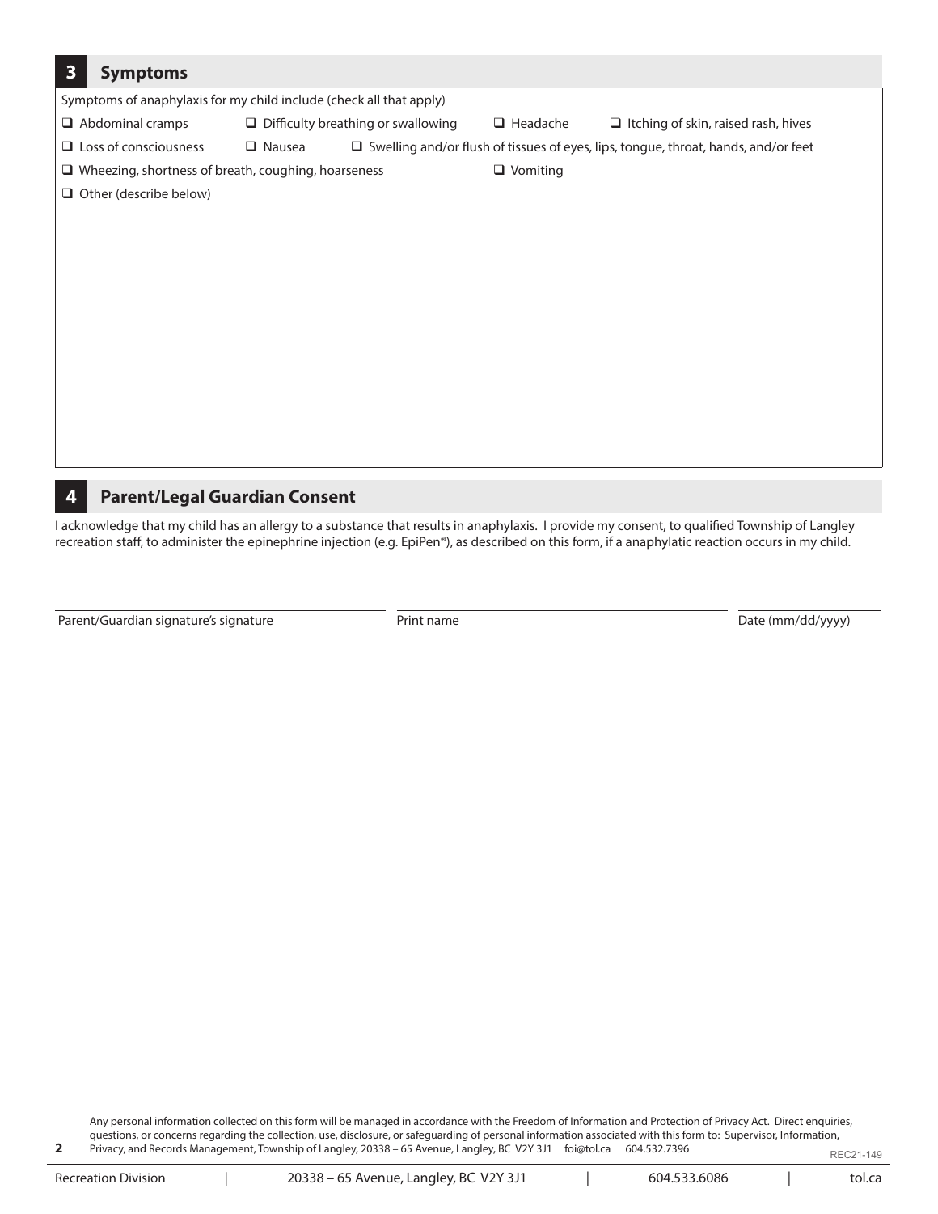## 3 Symptoms

Symptoms of anaphylaxis for my child include (check all that apply)

- ☐ Abdominal cramps
- ☐ Difficulty breathing or swallowing
- ☐ Headache
- ☐ Itching of skin, raised rash, hives
- ☐ Loss of consciousness
- ☐ Nausea
- ☐ Swelling and/or flush of tissues of eyes, lips, tongue, throat, hands, and/or feet
- ☐ Wheezing, shortness of breath, coughing, hoarseness
- ☐ Vomiting
- ☐ Other (describe below)

## 4 Parent/Legal Guardian Consent

I acknowledge that my child has an allergy to a substance that results in anaphylaxis. I provide my consent, to qualified Township of Langley recreation staff, to administer the epinephrine injection (e.g. EpiPen®), as described on this form, if a anaphylatic reaction occurs in my child.

Parent/Guardian signature's signature ______________________ Print name ______________________ Date (mm/dd/yyyy) ______________

Any personal information collected on this form will be managed in accordance with the Freedom of Information and Protection of Privacy Act. Direct enquiries, questions, or concerns regarding the collection, use, disclosure, or safeguarding of personal information associated with this form to: Supervisor, Information, Privacy, and Records Management, Township of Langley, 20338 – 65 Avenue, Langley, BC V2Y 3J1 foi@tol.ca 604.532.7396

REC21-149

Recreation Division | 20338 – 65 Avenue, Langley, BC V2Y 3J1 | 604.533.6086 | tol.ca